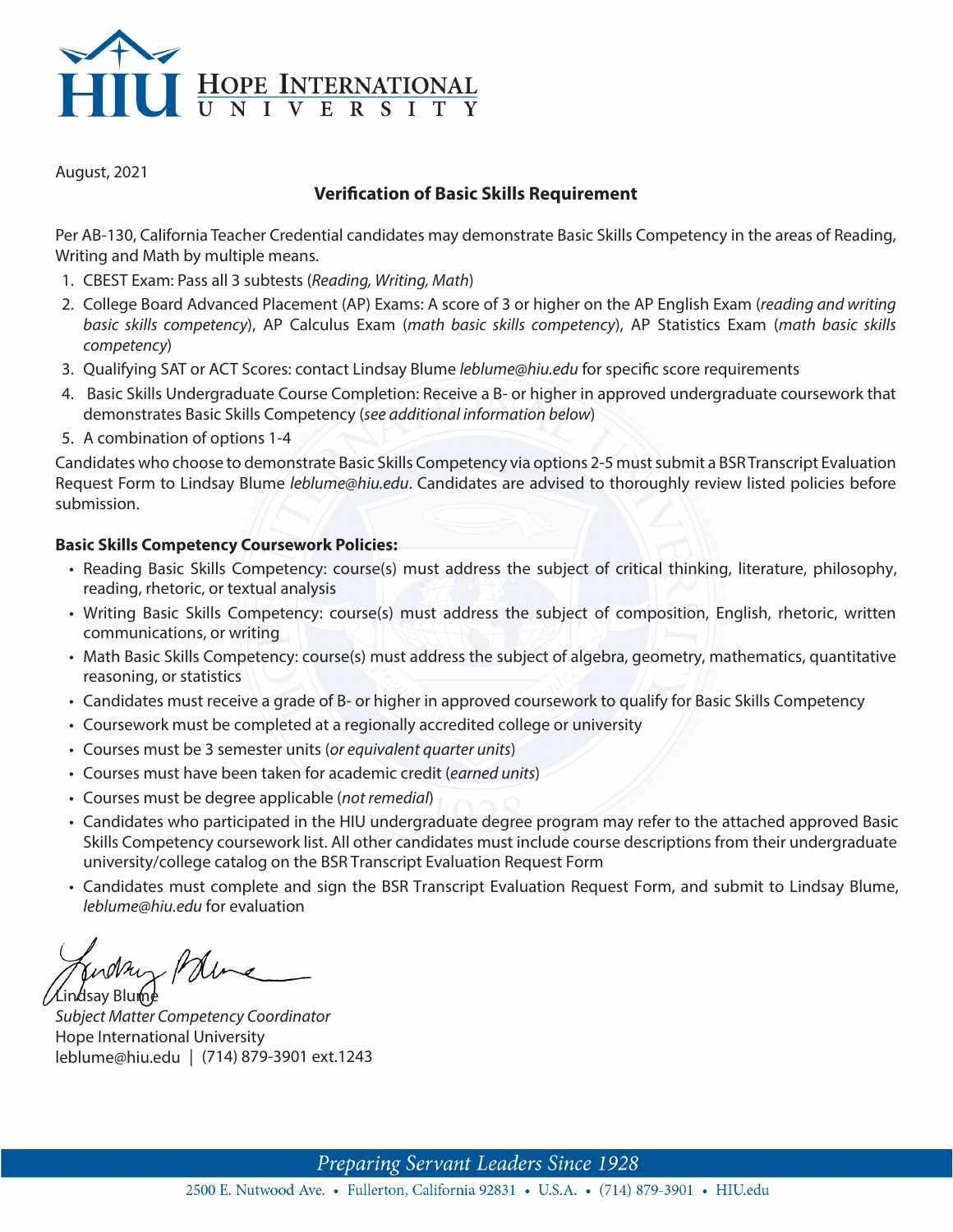HIU Hope International University

August, 2021

## Verification of Basic Skills Requirement

Per AB-130, California Teacher Credential candidates may demonstrate Basic Skills Competency in the areas of Reading, Writing and Math by multiple means.

1. CBEST Exam: Pass all 3 subtests (*Reading, Writing, Math*)
2. College Board Advanced Placement (AP) Exams: A score of 3 or higher on the AP English Exam (*reading and writing basic skills competency*), AP Calculus Exam (*math basic skills competency*), AP Statistics Exam (*math basic skills competency*)
3. Qualifying SAT or ACT Scores: contact Lindsay Blume *leblume@hiu.edu* for specific score requirements
4. Basic Skills Undergraduate Course Completion: Receive a B- or higher in approved undergraduate coursework that demonstrates Basic Skills Competency (*see additional information below*)
5. A combination of options 1-4

Candidates who choose to demonstrate Basic Skills Competency via options 2-5 must submit a BSR Transcript Evaluation Request Form to Lindsay Blume *leblume@hiu.edu*. Candidates are advised to thoroughly review listed policies before submission.

**Basic Skills Competency Coursework Policies:**

- Reading Basic Skills Competency: course(s) must address the subject of critical thinking, literature, philosophy, reading, rhetoric, or textual analysis
- Writing Basic Skills Competency: course(s) must address the subject of composition, English, rhetoric, written communications, or writing
- Math Basic Skills Competency: course(s) must address the subject of algebra, geometry, mathematics, quantitative reasoning, or statistics
- Candidates must receive a grade of B- or higher in approved coursework to qualify for Basic Skills Competency
- Coursework must be completed at a regionally accredited college or university
- Courses must be 3 semester units (*or equivalent quarter units*)
- Courses must have been taken for academic credit (*earned units*)
- Courses must be degree applicable (*not remedial*)
- Candidates who participated in the HIU undergraduate degree program may refer to the attached approved Basic Skills Competency coursework list. All other candidates must include course descriptions from their undergraduate university/college catalog on the BSR Transcript Evaluation Request Form
- Candidates must complete and sign the BSR Transcript Evaluation Request Form, and submit to Lindsay Blume, *leblume@hiu.edu* for evaluation

Lindsay Blume
*Subject Matter Competency Coordinator*
Hope International University
leblume@hiu.edu | (714) 879-3901 ext.1243

*Preparing Servant Leaders Since 1928*

2500 E. Nutwood Ave. • Fullerton, California 92831 • U.S.A. • (714) 879-3901 • HIU.edu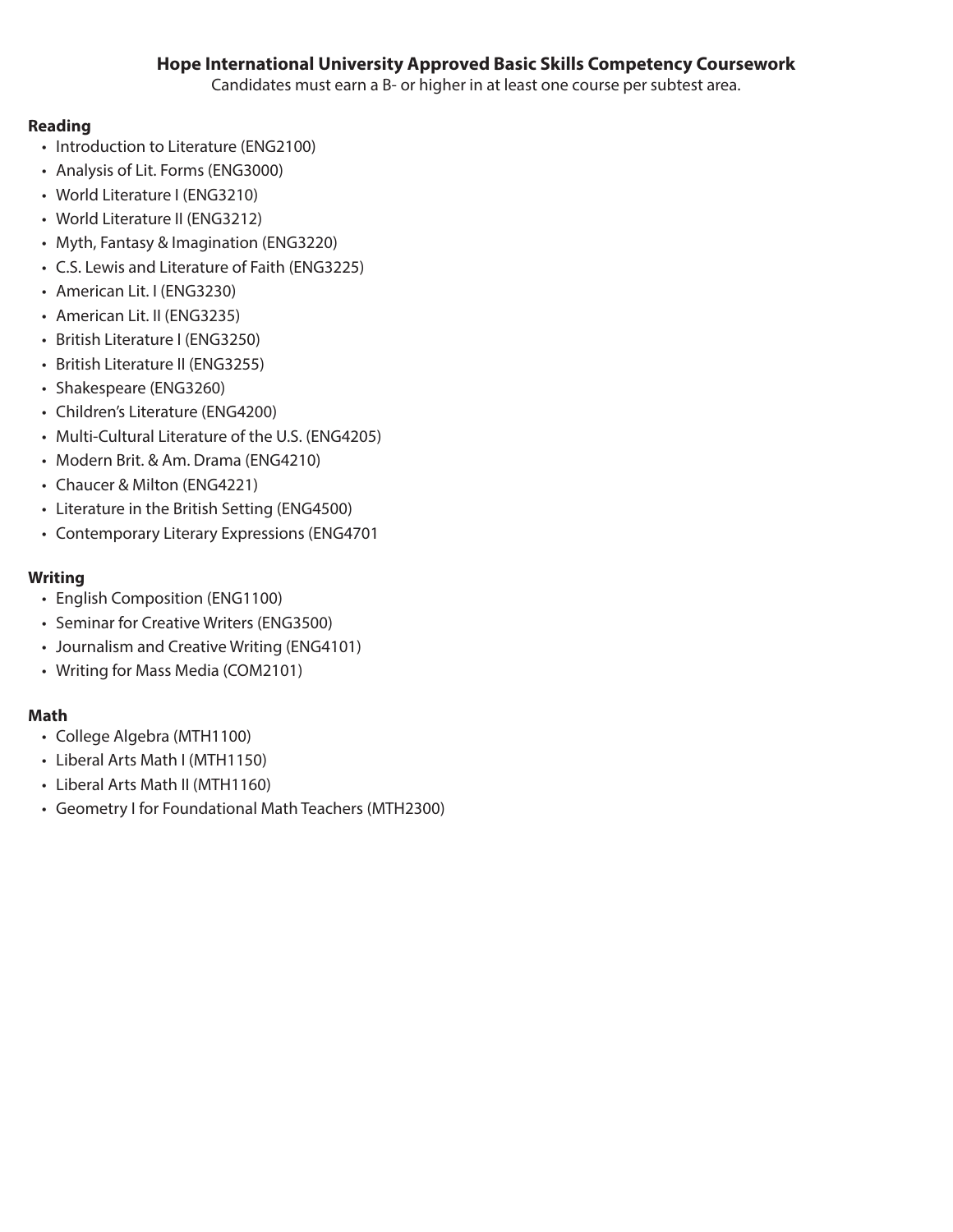# Hope International University Approved Basic Skills Competency Coursework

Candidates must earn a B- or higher in at least one course per subtest area.

**Reading**

- Introduction to Literature (ENG2100)
- Analysis of Lit. Forms (ENG3000)
- World Literature I (ENG3210)
- World Literature II (ENG3212)
- Myth, Fantasy & Imagination (ENG3220)
- C.S. Lewis and Literature of Faith (ENG3225)
- American Lit. I (ENG3230)
- American Lit. II (ENG3235)
- British Literature I (ENG3250)
- British Literature II (ENG3255)
- Shakespeare (ENG3260)
- Children's Literature (ENG4200)
- Multi-Cultural Literature of the U.S. (ENG4205)
- Modern Brit. & Am. Drama (ENG4210)
- Chaucer & Milton (ENG4221)
- Literature in the British Setting (ENG4500)
- Contemporary Literary Expressions (ENG4701

**Writing**

- English Composition (ENG1100)
- Seminar for Creative Writers (ENG3500)
- Journalism and Creative Writing (ENG4101)
- Writing for Mass Media (COM2101)

**Math**

- College Algebra (MTH1100)
- Liberal Arts Math I (MTH1150)
- Liberal Arts Math II (MTH1160)
- Geometry I for Foundational Math Teachers (MTH2300)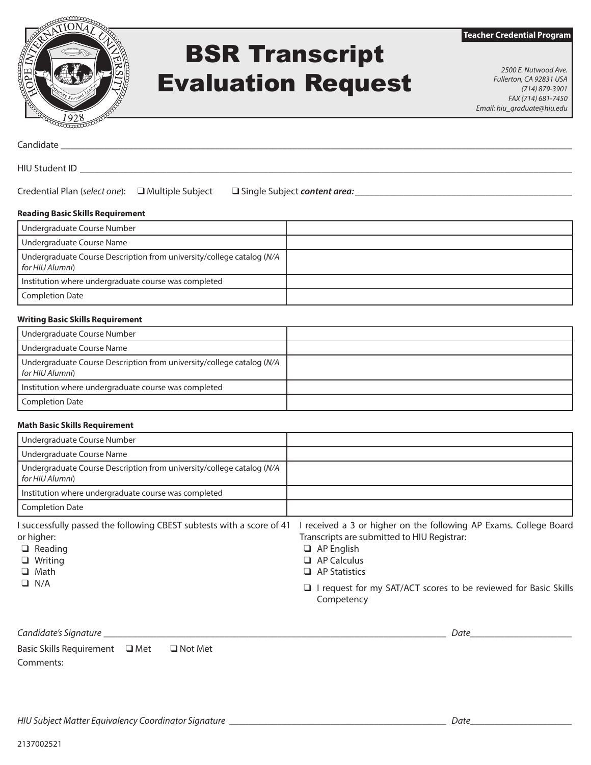# BSR Transcript Evaluation Request

**Teacher Credential Program**

*2500 E. Nutwood Ave.*
*Fullerton, CA 92831 USA*
*(714) 879-3901*
*FAX (714) 681-7450*
*Email: hiu_graduate@hiu.edu*

Candidate ___________________________________________

HIU Student ID ___________________________________________

Credential Plan (*select one*): ❑ Multiple Subject ❑ Single Subject ***content area:*** ___________________________

**Reading Basic Skills Requirement**

| | |
|---|---|
| Undergraduate Course Number | |
| Undergraduate Course Name | |
| Undergraduate Course Description from university/college catalog (*N/A for HIU Alumni*) | |
| Institution where undergraduate course was completed | |
| Completion Date | |

**Writing Basic Skills Requirement**

| | |
|---|---|
| Undergraduate Course Number | |
| Undergraduate Course Name | |
| Undergraduate Course Description from university/college catalog (*N/A for HIU Alumni*) | |
| Institution where undergraduate course was completed | |
| Completion Date | |

**Math Basic Skills Requirement**

| | |
|---|---|
| Undergraduate Course Number | |
| Undergraduate Course Name | |
| Undergraduate Course Description from university/college catalog (*N/A for HIU Alumni*) | |
| Institution where undergraduate course was completed | |
| Completion Date | |

I successfully passed the following CBEST subtests with a score of 41 or higher:

- ❑ Reading
- ❑ Writing
- ❑ Math
- ❑ N/A

I received a 3 or higher on the following AP Exams. College Board Transcripts are submitted to HIU Registrar:

- ❑ AP English
- ❑ AP Calculus
- ❑ AP Statistics

❑ I request for my SAT/ACT scores to be reviewed for Basic Skills Competency

*Candidate's Signature* ___________________________________________ *Date*____________________

Basic Skills Requirement ❑ Met ❑ Not Met

Comments:

*HIU Subject Matter Equivalency Coordinator Signature* ___________________________ *Date*____________________

2137002521